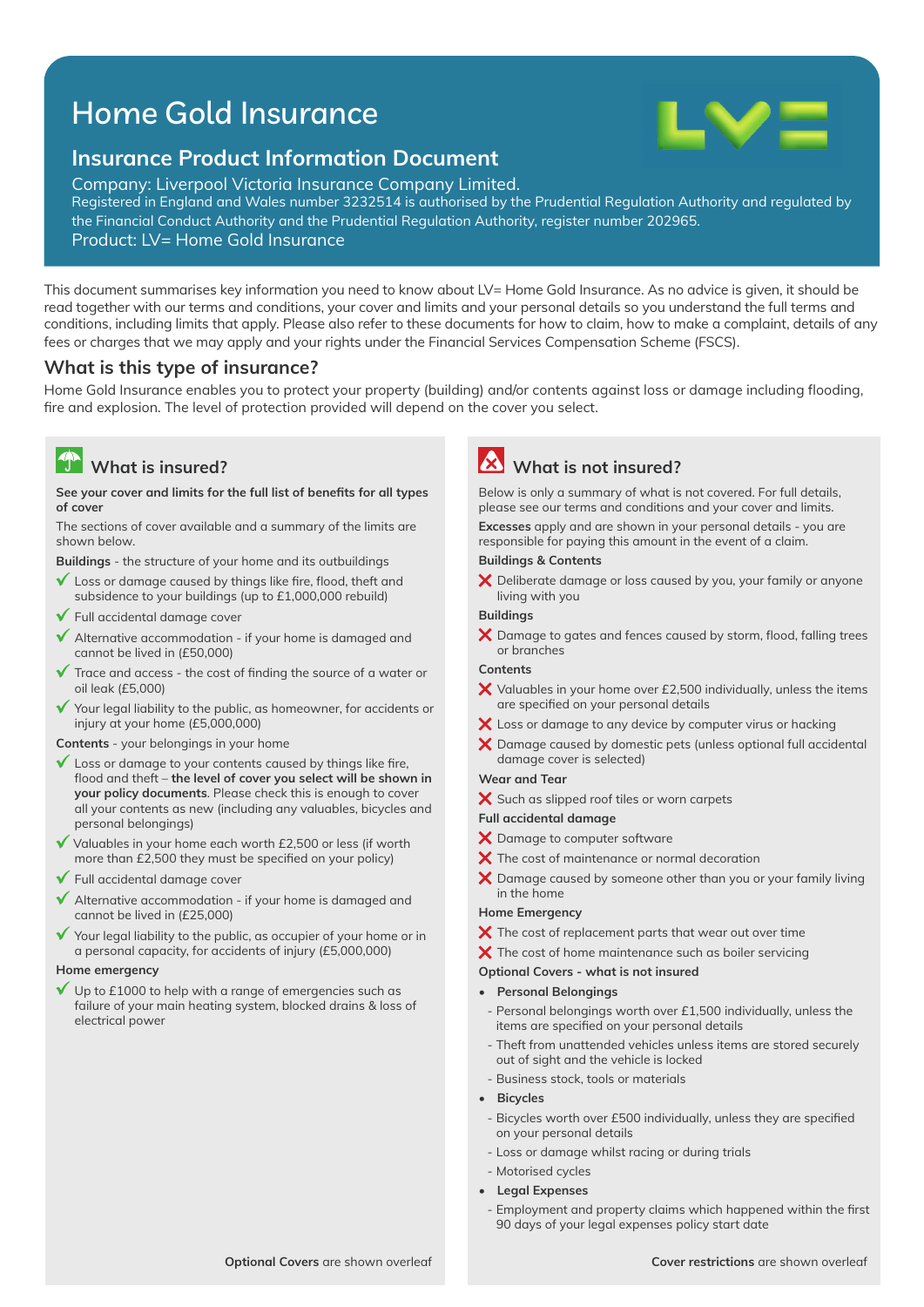# Home Gold Insurance

## Insurance Product Information Document

Company: Liverpool Victoria Insurance Company Limited.
Registered in England and Wales number 3232514 is authorised by the Prudential Regulation Authority and regulated by the Financial Conduct Authority and the Prudential Regulation Authority, register number 202965.
Product: LV= Home Gold Insurance

This document summarises key information you need to know about LV= Home Gold Insurance. As no advice is given, it should be read together with our terms and conditions, your cover and limits and your personal details so you understand the full terms and conditions, including limits that apply. Please also refer to these documents for how to claim, how to make a complaint, details of any fees or charges that we may apply and your rights under the Financial Services Compensation Scheme (FSCS).

### What is this type of insurance?

Home Gold Insurance enables you to protect your property (building) and/or contents against loss or damage including flooding, fire and explosion. The level of protection provided will depend on the cover you select.

### What is insured?

**See your cover and limits for the full list of benefits for all types of cover**

The sections of cover available and a summary of the limits are shown below.

**Buildings** - the structure of your home and its outbuildings

- ✓ Loss or damage caused by things like fire, flood, theft and subsidence to your buildings (up to £1,000,000 rebuild)
- ✓ Full accidental damage cover
- ✓ Alternative accommodation - if your home is damaged and cannot be lived in (£50,000)
- ✓ Trace and access - the cost of finding the source of a water or oil leak (£5,000)
- ✓ Your legal liability to the public, as homeowner, for accidents or injury at your home (£5,000,000)

**Contents** - your belongings in your home

- ✓ Loss or damage to your contents caused by things like fire, flood and theft – **the level of cover you select will be shown in your policy documents**. Please check this is enough to cover all your contents as new (including any valuables, bicycles and personal belongings)
- ✓ Valuables in your home each worth £2,500 or less (if worth more than £2,500 they must be specified on your policy)
- ✓ Full accidental damage cover
- ✓ Alternative accommodation - if your home is damaged and cannot be lived in (£25,000)
- ✓ Your legal liability to the public, as occupier of your home or in a personal capacity, for accidents of injury (£5,000,000)

**Home emergency**

- ✓ Up to £1000 to help with a range of emergencies such as failure of your main heating system, blocked drains & loss of electrical power

**Optional Covers** are shown overleaf

### What is not insured?

Below is only a summary of what is not covered. For full details, please see our terms and conditions and your cover and limits.

**Excesses** apply and are shown in your personal details - you are responsible for paying this amount in the event of a claim.

**Buildings & Contents**

- ✗ Deliberate damage or loss caused by you, your family or anyone living with you

**Buildings**

- ✗ Damage to gates and fences caused by storm, flood, falling trees or branches

**Contents**

- ✗ Valuables in your home over £2,500 individually, unless the items are specified on your personal details
- ✗ Loss or damage to any device by computer virus or hacking
- ✗ Damage caused by domestic pets (unless optional full accidental damage cover is selected)

**Wear and Tear**

- ✗ Such as slipped roof tiles or worn carpets

**Full accidental damage**

- ✗ Damage to computer software
- ✗ The cost of maintenance or normal decoration
- ✗ Damage caused by someone other than you or your family living in the home

**Home Emergency**

- ✗ The cost of replacement parts that wear out over time
- ✗ The cost of home maintenance such as boiler servicing

**Optional Covers - what is not insured**

- **Personal Belongings**
  - Personal belongings worth over £1,500 individually, unless the items are specified on your personal details
  - Theft from unattended vehicles unless items are stored securely out of sight and the vehicle is locked
  - Business stock, tools or materials
- **Bicycles**
  - Bicycles worth over £500 individually, unless they are specified on your personal details
  - Loss or damage whilst racing or during trials
  - Motorised cycles
- **Legal Expenses**
  - Employment and property claims which happened within the first 90 days of your legal expenses policy start date

**Cover restrictions** are shown overleaf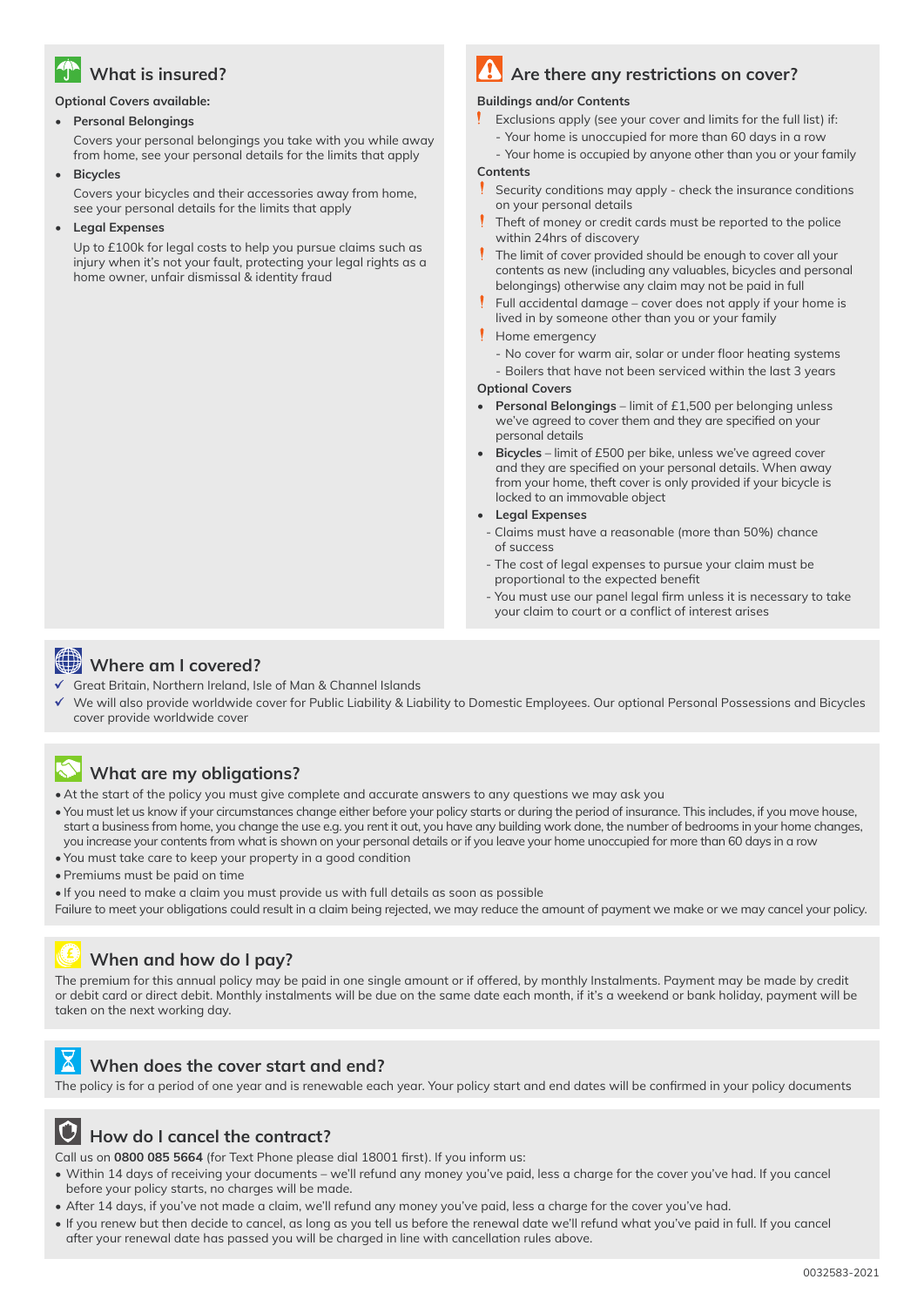## What is insured?

**Optional Covers available:**

- **Personal Belongings**

  Covers your personal belongings you take with you while away from home, see your personal details for the limits that apply
- **Bicycles**

  Covers your bicycles and their accessories away from home, see your personal details for the limits that apply
- **Legal Expenses**

  Up to £100k for legal costs to help you pursue claims such as injury when it's not your fault, protecting your legal rights as a home owner, unfair dismissal & identity fraud

## Are there any restrictions on cover?

**Buildings and/or Contents**

- ! Exclusions apply (see your cover and limits for the full list) if:
  - Your home is unoccupied for more than 60 days in a row
  - Your home is occupied by anyone other than you or your family

**Contents**

- ! Security conditions may apply - check the insurance conditions on your personal details
- ! Theft of money or credit cards must be reported to the police within 24hrs of discovery
- ! The limit of cover provided should be enough to cover all your contents as new (including any valuables, bicycles and personal belongings) otherwise any claim may not be paid in full
- ! Full accidental damage – cover does not apply if your home is lived in by someone other than you or your family
- ! Home emergency
  - No cover for warm air, solar or under floor heating systems
  - Boilers that have not been serviced within the last 3 years

**Optional Covers**

- **Personal Belongings** – limit of £1,500 per belonging unless we've agreed to cover them and they are specified on your personal details
- **Bicycles** – limit of £500 per bike, unless we've agreed cover and they are specified on your personal details. When away from your home, theft cover is only provided if your bicycle is locked to an immovable object
- **Legal Expenses**
  - Claims must have a reasonable (more than 50%) chance of success
  - The cost of legal expenses to pursue your claim must be proportional to the expected benefit
  - You must use our panel legal firm unless it is necessary to take your claim to court or a conflict of interest arises

## Where am I covered?

- ✓ Great Britain, Northern Ireland, Isle of Man & Channel Islands
- ✓ We will also provide worldwide cover for Public Liability & Liability to Domestic Employees. Our optional Personal Possessions and Bicycles cover provide worldwide cover

## What are my obligations?

- At the start of the policy you must give complete and accurate answers to any questions we may ask you
- You must let us know if your circumstances change either before your policy starts or during the period of insurance. This includes, if you move house, start a business from home, you change the use e.g. you rent it out, you have any building work done, the number of bedrooms in your home changes, you increase your contents from what is shown on your personal details or if you leave your home unoccupied for more than 60 days in a row
- You must take care to keep your property in a good condition
- Premiums must be paid on time
- If you need to make a claim you must provide us with full details as soon as possible

Failure to meet your obligations could result in a claim being rejected, we may reduce the amount of payment we make or we may cancel your policy.

## When and how do I pay?

The premium for this annual policy may be paid in one single amount or if offered, by monthly Instalments. Payment may be made by credit or debit card or direct debit. Monthly instalments will be due on the same date each month, if it's a weekend or bank holiday, payment will be taken on the next working day.

## When does the cover start and end?

The policy is for a period of one year and is renewable each year. Your policy start and end dates will be confirmed in your policy documents

## How do I cancel the contract?

Call us on **0800 085 5664** (for Text Phone please dial 18001 first). If you inform us:

- Within 14 days of receiving your documents – we'll refund any money you've paid, less a charge for the cover you've had. If you cancel before your policy starts, no charges will be made.
- After 14 days, if you've not made a claim, we'll refund any money you've paid, less a charge for the cover you've had.
- If you renew but then decide to cancel, as long as you tell us before the renewal date we'll refund what you've paid in full. If you cancel after your renewal date has passed you will be charged in line with cancellation rules above.

0032583-2021